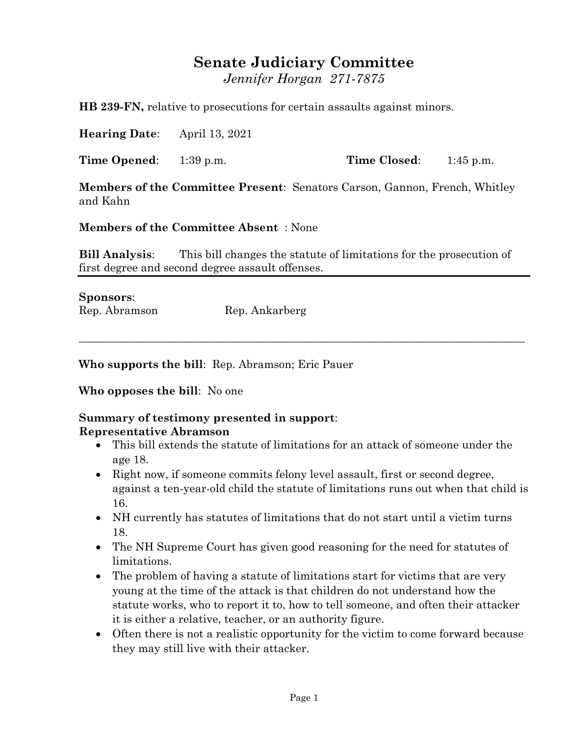# Senate Judiciary Committee

*Jennifer Horgan 271-7875*

**HB 239-FN,** relative to prosecutions for certain assaults against minors.

**Hearing Date**: April 13, 2021

**Time Opened**: 1:39 p.m. **Time Closed**: 1:45 p.m.

**Members of the Committee Present**: Senators Carson, Gannon, French, Whitley and Kahn

**Members of the Committee Absent** : None

**Bill Analysis**: This bill changes the statute of limitations for the prosecution of first degree and second degree assault offenses.

---

**Sponsors**:

Rep. Abramson Rep. Ankarberg

---

**Who supports the bill**: Rep. Abramson; Eric Pauer

**Who opposes the bill**: No one

**Summary of testimony presented in support**:

**Representative Abramson**

- This bill extends the statute of limitations for an attack of someone under the age 18.
- Right now, if someone commits felony level assault, first or second degree, against a ten-year-old child the statute of limitations runs out when that child is 16.
- NH currently has statutes of limitations that do not start until a victim turns 18.
- The NH Supreme Court has given good reasoning for the need for statutes of limitations.
- The problem of having a statute of limitations start for victims that are very young at the time of the attack is that children do not understand how the statute works, who to report it to, how to tell someone, and often their attacker it is either a relative, teacher, or an authority figure.
- Often there is not a realistic opportunity for the victim to come forward because they may still live with their attacker.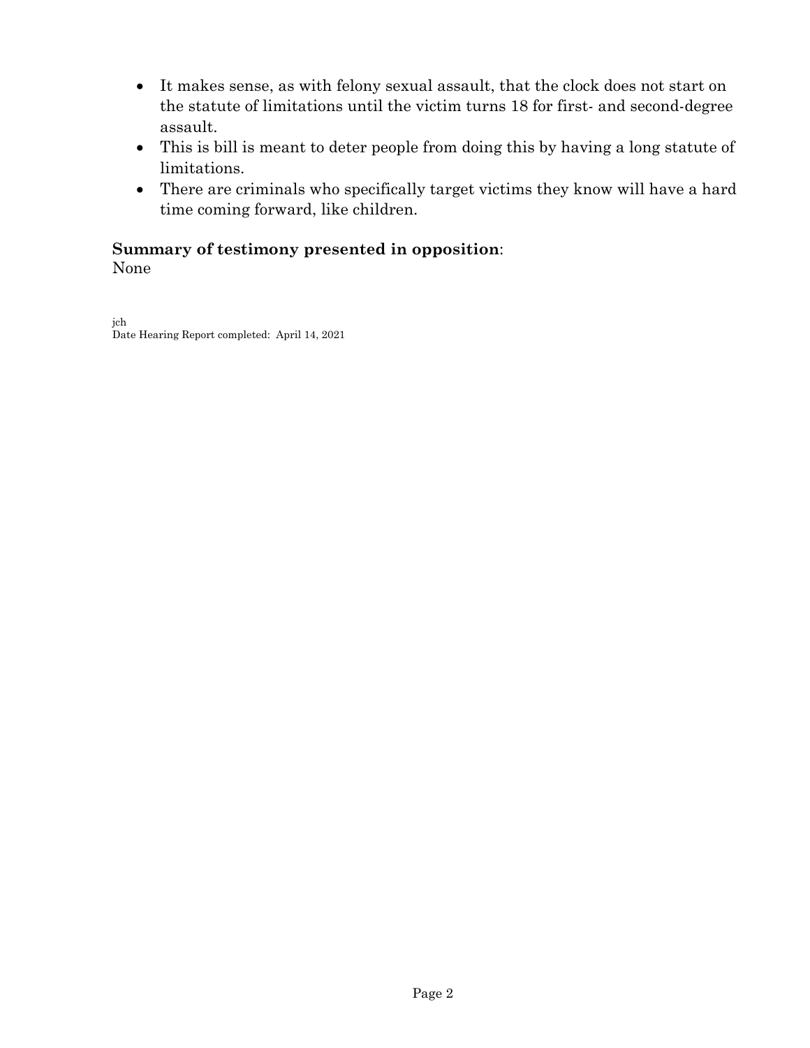- It makes sense, as with felony sexual assault, that the clock does not start on the statute of limitations until the victim turns 18 for first- and second-degree assault.
- This is bill is meant to deter people from doing this by having a long statute of limitations.
- There are criminals who specifically target victims they know will have a hard time coming forward, like children.

**Summary of testimony presented in opposition**:
None

jch
Date Hearing Report completed: April 14, 2021